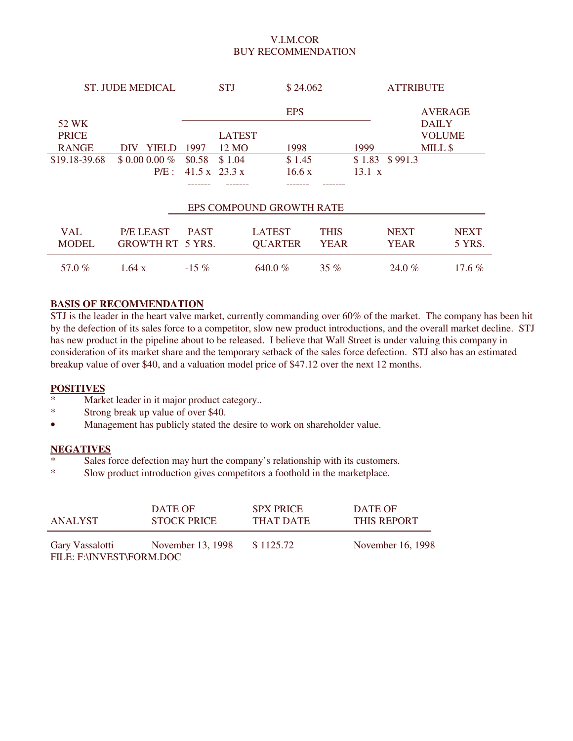# V.I.M.COR
## BUY RECOMMENDATION

| ST. JUDE MEDICAL | STJ | $ 24.062 | ATTRIBUTE |
|---|---|---|---|

| 52 WK PRICE RANGE | DIV YIELD | EPS 1997 | EPS LATEST 12 MO | EPS 1998 | EPS 1999 | AVERAGE DAILY VOLUME MILL $ |
|---|---|---|---|---|---|---|
| $19.18-39.68 | $ 0.00 0.00 % | $0.58 | $ 1.04 | $ 1.45 | $ 1.83 | $ 991.3 |
| | P/E : | 41.5 x | 23.3 x | 16.6 x | 13.1 x | |

| VAL MODEL | P/E LEAST GROWTH RT | EPS COMPOUND GROWTH RATE PAST 5 YRS. | LATEST QUARTER | THIS YEAR | NEXT YEAR | NEXT 5 YRS. |
|---|---|---|---|---|---|---|
| 57.0 % | 1.64 x | -15 % | 640.0 % | 35 % | 24.0 % | 17.6 % |

**BASIS OF RECOMMENDATION**

STJ is the leader in the heart valve market, currently commanding over 60% of the market. The company has been hit by the defection of its sales force to a competitor, slow new product introductions, and the overall market decline. STJ has new product in the pipeline about to be released. I believe that Wall Street is under valuing this company in consideration of its market share and the temporary setback of the sales force defection. STJ also has an estimated breakup value of over $40, and a valuation model price of $47.12 over the next 12 months.

**POSITIVES**

* Market leader in it major product category..
* Strong break up value of over $40.
* Management has publicly stated the desire to work on shareholder value.

**NEGATIVES**

* Sales force defection may hurt the company's relationship with its customers.
* Slow product introduction gives competitors a foothold in the marketplace.

| ANALYST | DATE OF STOCK PRICE | SPX PRICE THAT DATE | DATE OF THIS REPORT |
|---|---|---|---|
| Gary Vassalotti | November 13, 1998 | $ 1125.72 | November 16, 1998 |

FILE: F:\INVEST\FORM.DOC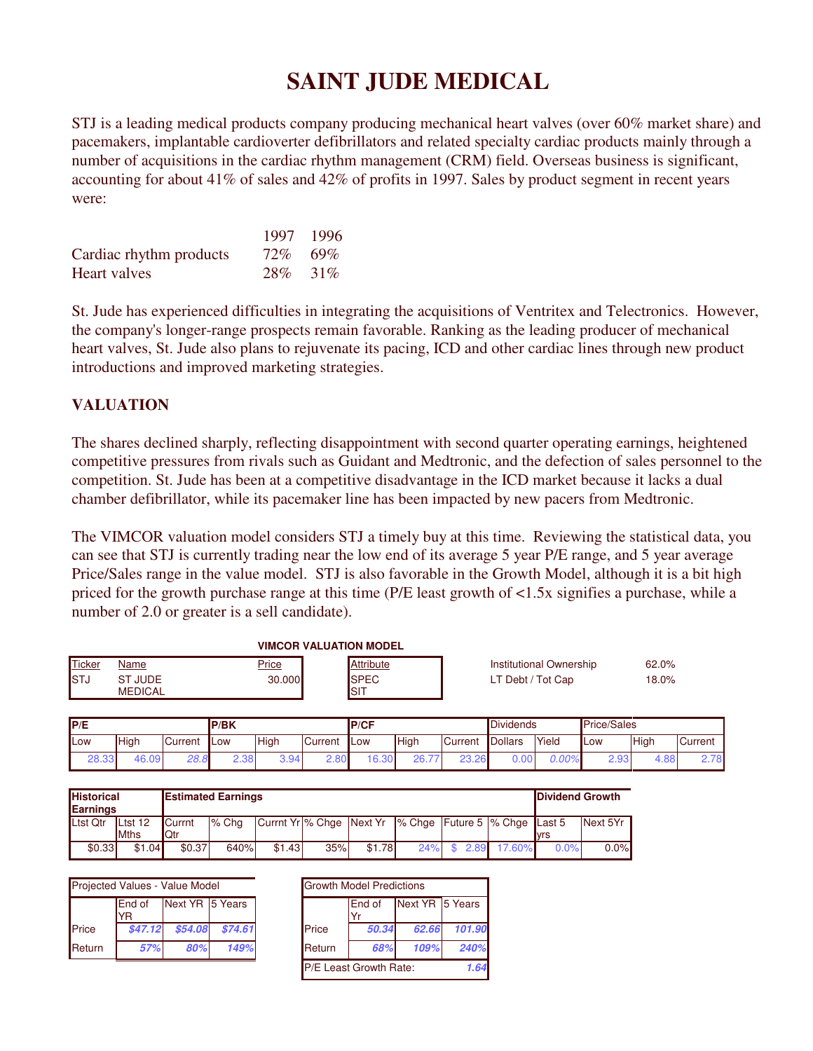# SAINT JUDE MEDICAL

STJ is a leading medical products company producing mechanical heart valves (over 60% market share) and pacemakers, implantable cardioverter defibrillators and related specialty cardiac products mainly through a number of acquisitions in the cardiac rhythm management (CRM) field. Overseas business is significant, accounting for about 41% of sales and 42% of profits in 1997. Sales by product segment in recent years were:

| | 1997 | 1996 |
|---|---|---|
| Cardiac rhythm products | 72% | 69% |
| Heart valves | 28% | 31% |

St. Jude has experienced difficulties in integrating the acquisitions of Ventritex and Telectronics. However, the company's longer-range prospects remain favorable. Ranking as the leading producer of mechanical heart valves, St. Jude also plans to rejuvenate its pacing, ICD and other cardiac lines through new product introductions and improved marketing strategies.

## VALUATION

The shares declined sharply, reflecting disappointment with second quarter operating earnings, heightened competitive pressures from rivals such as Guidant and Medtronic, and the defection of sales personnel to the competition. St. Jude has been at a competitive disadvantage in the ICD market because it lacks a dual chamber defibrillator, while its pacemaker line has been impacted by new pacers from Medtronic.

The VIMCOR valuation model considers STJ a timely buy at this time. Reviewing the statistical data, you can see that STJ is currently trading near the low end of its average 5 year P/E range, and 5 year average Price/Sales range in the value model. STJ is also favorable in the Growth Model, although it is a bit high priced for the growth purchase range at this time (P/E least growth of <1.5x signifies a purchase, while a number of 2.0 or greater is a sell candidate).

**VIMCOR VALUATION MODEL**

| Ticker | Name | Price | Attribute |
|---|---|---|---|
| STJ | ST JUDE MEDICAL | 30.000 | SPEC SIT |

| Institutional Ownership | 62.0% |
|---|---|
| LT Debt / Tot Cap | 18.0% |

| P/E | | | P/BK | | | P/CF | | | Dividends | | Price/Sales | | |
|---|---|---|---|---|---|---|---|---|---|---|---|---|---|
| Low | High | Current | Low | High | Current | Low | High | Current | Dollars | Yield | Low | High | Current |
| 28.33 | 46.09 | 28.8 | 2.38 | 3.94 | 2.80 | 16.30 | 26.77 | 23.26 | 0.00 | 0.00% | 2.93 | 4.88 | 2.78 |

| Historical Earnings | | Estimated Earnings | | | | | | | | Dividend Growth | |
|---|---|---|---|---|---|---|---|---|---|---|---|
| Ltst Qtr | Ltst 12 Mths | Currnt Qtr | % Chg | Currnt Yr | % Chge | Next Yr | % Chge | Future 5 | % Chge | Last 5 yrs | Next 5Yr |
| $0.33 | $1.04 | $0.37 | 640% | $1.43 | 35% | $1.78 | 24% | $ 2.89 | 17.60% | 0.0% | 0.0% |

| Projected Values - Value Model | End of YR | Next YR | 5 Years |
|---|---|---|---|
| Price | $47.12 | $54.08 | $74.61 |
| Return | 57% | 80% | 149% |

| Growth Model Predictions | End of Yr | Next YR | 5 Years |
|---|---|---|---|
| Price | 50.34 | 62.66 | 101.90 |
| Return | 68% | 109% | 240% |
| P/E Least Growth Rate: | | | 1.64 |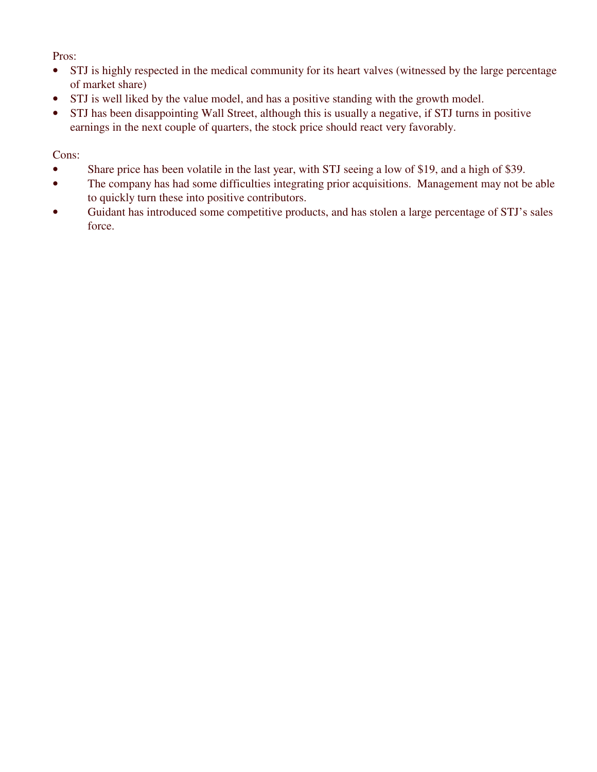Pros:

- STJ is highly respected in the medical community for its heart valves (witnessed by the large percentage of market share)
- STJ is well liked by the value model, and has a positive standing with the growth model.
- STJ has been disappointing Wall Street, although this is usually a negative, if STJ turns in positive earnings in the next couple of quarters, the stock price should react very favorably.

Cons:

- Share price has been volatile in the last year, with STJ seeing a low of $19, and a high of $39.
- The company has had some difficulties integrating prior acquisitions. Management may not be able to quickly turn these into positive contributors.
- Guidant has introduced some competitive products, and has stolen a large percentage of STJ's sales force.